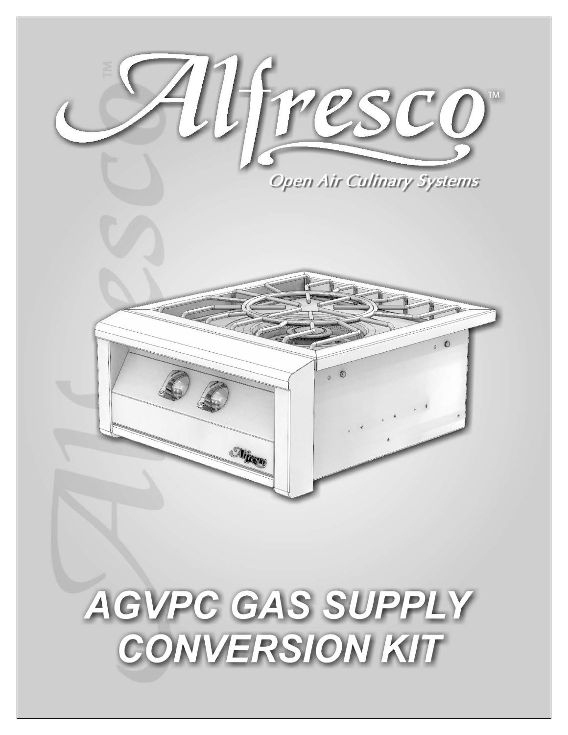# Alfresco™

*Open Air Culinary Systems*

# AGVPC GAS SUPPLY CONVERSION KIT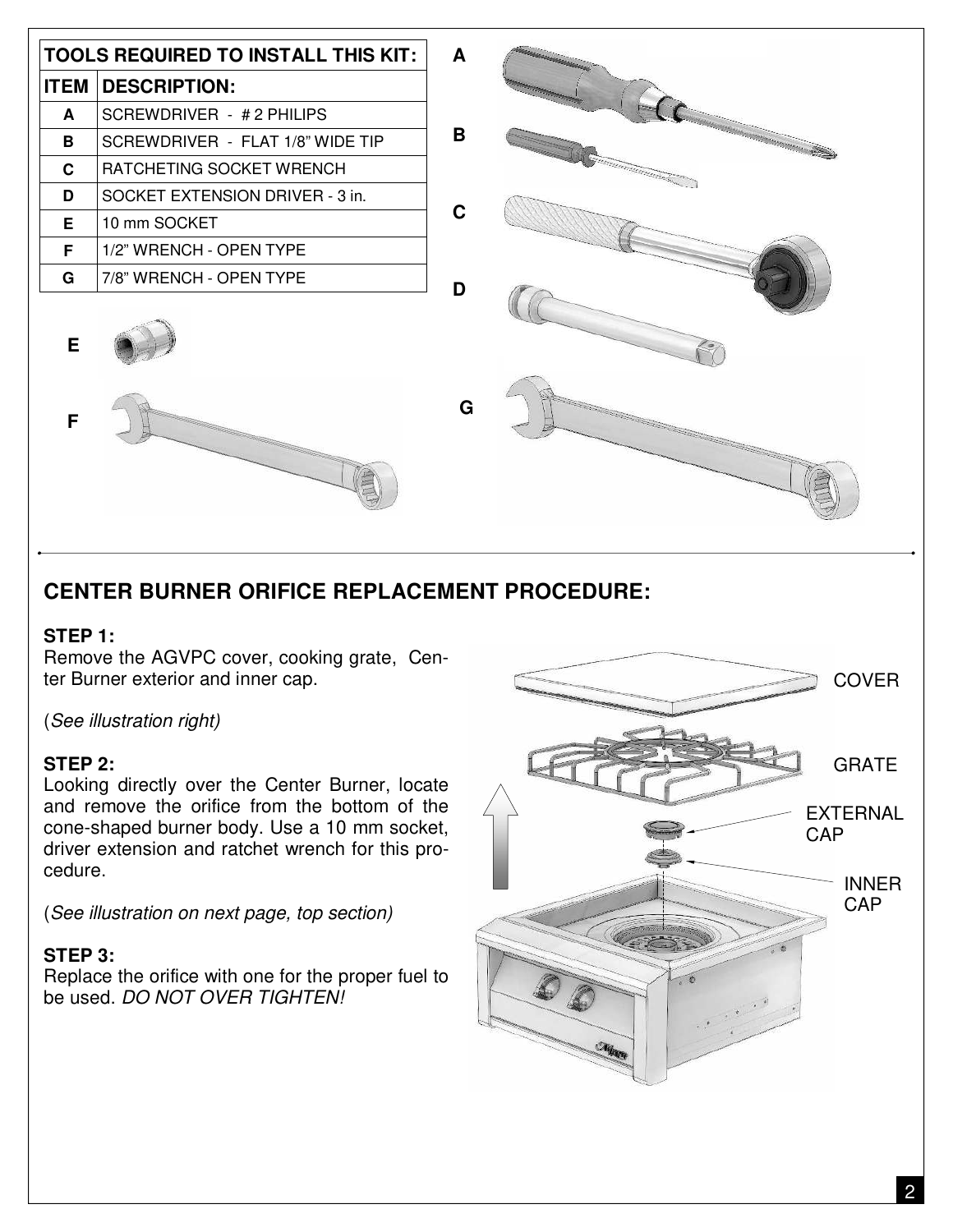| TOOLS REQUIRED TO INSTALL THIS KIT: | |
|---|---|
| **ITEM** | **DESCRIPTION:** |
| **A** | SCREWDRIVER - # 2 PHILIPS |
| **B** | SCREWDRIVER - FLAT 1/8" WIDE TIP |
| **C** | RATCHETING SOCKET WRENCH |
| **D** | SOCKET EXTENSION DRIVER - 3 in. |
| **E** | 10 mm SOCKET |
| **F** | 1/2" WRENCH - OPEN TYPE |
| **G** | 7/8" WRENCH - OPEN TYPE |

## CENTER BURNER ORIFICE REPLACEMENT PROCEDURE:

**STEP 1:**
Remove the AGVPC cover, cooking grate, Center Burner exterior and inner cap.

(*See illustration right)*

**STEP 2:**
Looking directly over the Center Burner, locate and remove the orifice from the bottom of the cone-shaped burner body. Use a 10 mm socket, driver extension and ratchet wrench for this procedure.

(*See illustration on next page, top section)*

**STEP 3:**
Replace the orifice with one for the proper fuel to be used. *DO NOT OVER TIGHTEN!*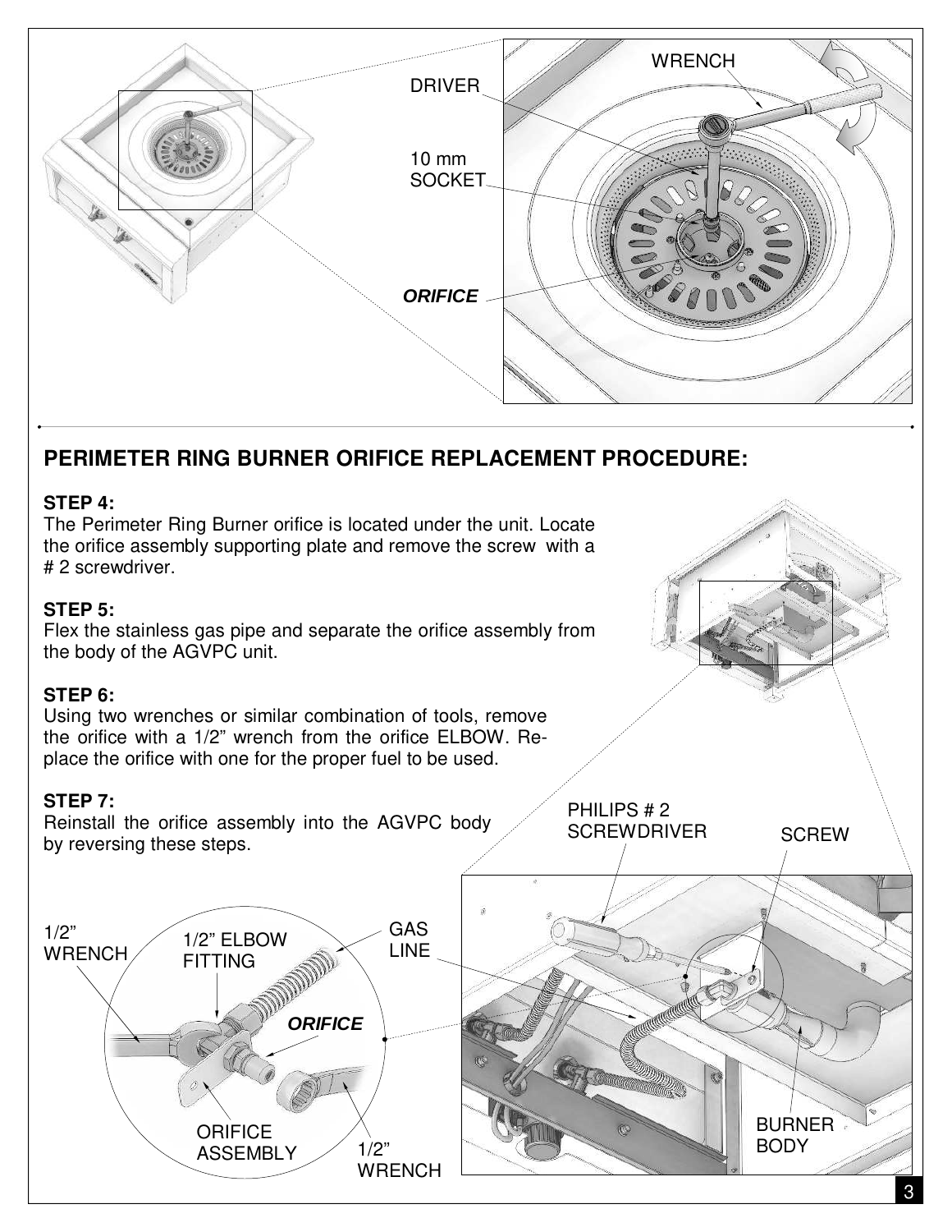## PERIMETER RING BURNER ORIFICE REPLACEMENT PROCEDURE:

**STEP 4:**
The Perimeter Ring Burner orifice is located under the unit. Locate the orifice assembly supporting plate and remove the screw with a # 2 screwdriver.

**STEP 5:**
Flex the stainless gas pipe and separate the orifice assembly from the body of the AGVPC unit.

**STEP 6:**
Using two wrenches or similar combination of tools, remove the orifice with a 1/2" wrench from the orifice ELBOW. Replace the orifice with one for the proper fuel to be used.

**STEP 7:**
Reinstall the orifice assembly into the AGVPC body by reversing these steps.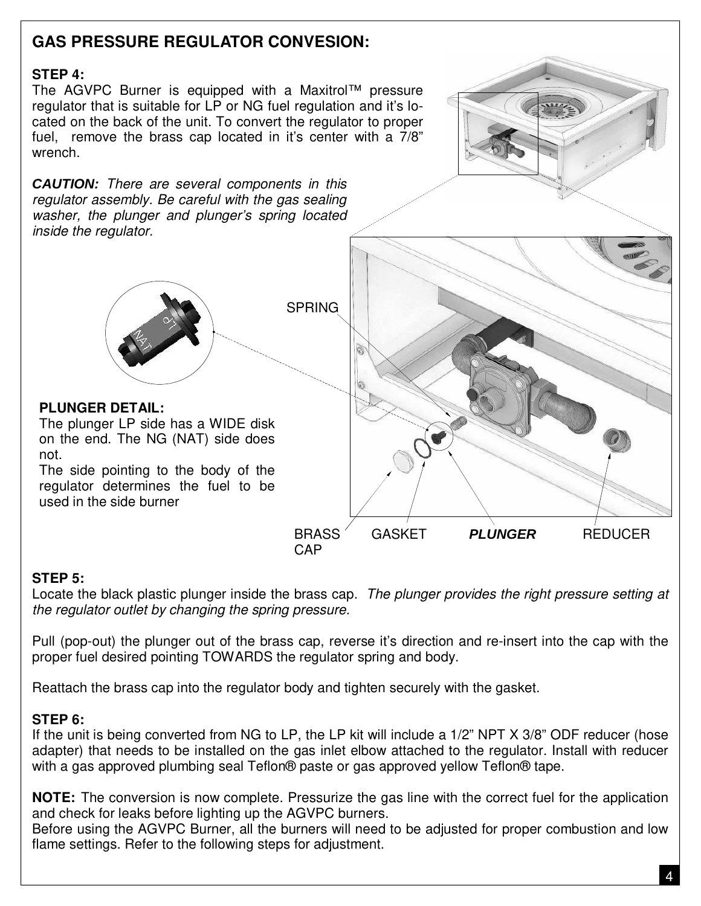## GAS PRESSURE REGULATOR CONVESION:

**STEP 4:**
The AGVPC Burner is equipped with a Maxitrol™ pressure regulator that is suitable for LP or NG fuel regulation and it's located on the back of the unit. To convert the regulator to proper fuel, remove the brass cap located in it's center with a 7/8" wrench.

***CAUTION:*** *There are several components in this regulator assembly. Be careful with the gas sealing washer, the plunger and plunger's spring located inside the regulator.*

SPRING

**PLUNGER DETAIL:**
The plunger LP side has a WIDE disk on the end. The NG (NAT) side does not.
The side pointing to the body of the regulator determines the fuel to be used in the side burner

BRASS CAP GASKET ***PLUNGER*** REDUCER

**STEP 5:**
Locate the black plastic plunger inside the brass cap. *The plunger provides the right pressure setting at the regulator outlet by changing the spring pressure.*

Pull (pop-out) the plunger out of the brass cap, reverse it's direction and re-insert into the cap with the proper fuel desired pointing TOWARDS the regulator spring and body.

Reattach the brass cap into the regulator body and tighten securely with the gasket.

**STEP 6:**
If the unit is being converted from NG to LP, the LP kit will include a 1/2" NPT X 3/8" ODF reducer (hose adapter) that needs to be installed on the gas inlet elbow attached to the regulator. Install with reducer with a gas approved plumbing seal Teflon® paste or gas approved yellow Teflon® tape.

**NOTE:** The conversion is now complete. Pressurize the gas line with the correct fuel for the application and check for leaks before lighting up the AGVPC burners.
Before using the AGVPC Burner, all the burners will need to be adjusted for proper combustion and low flame settings. Refer to the following steps for adjustment.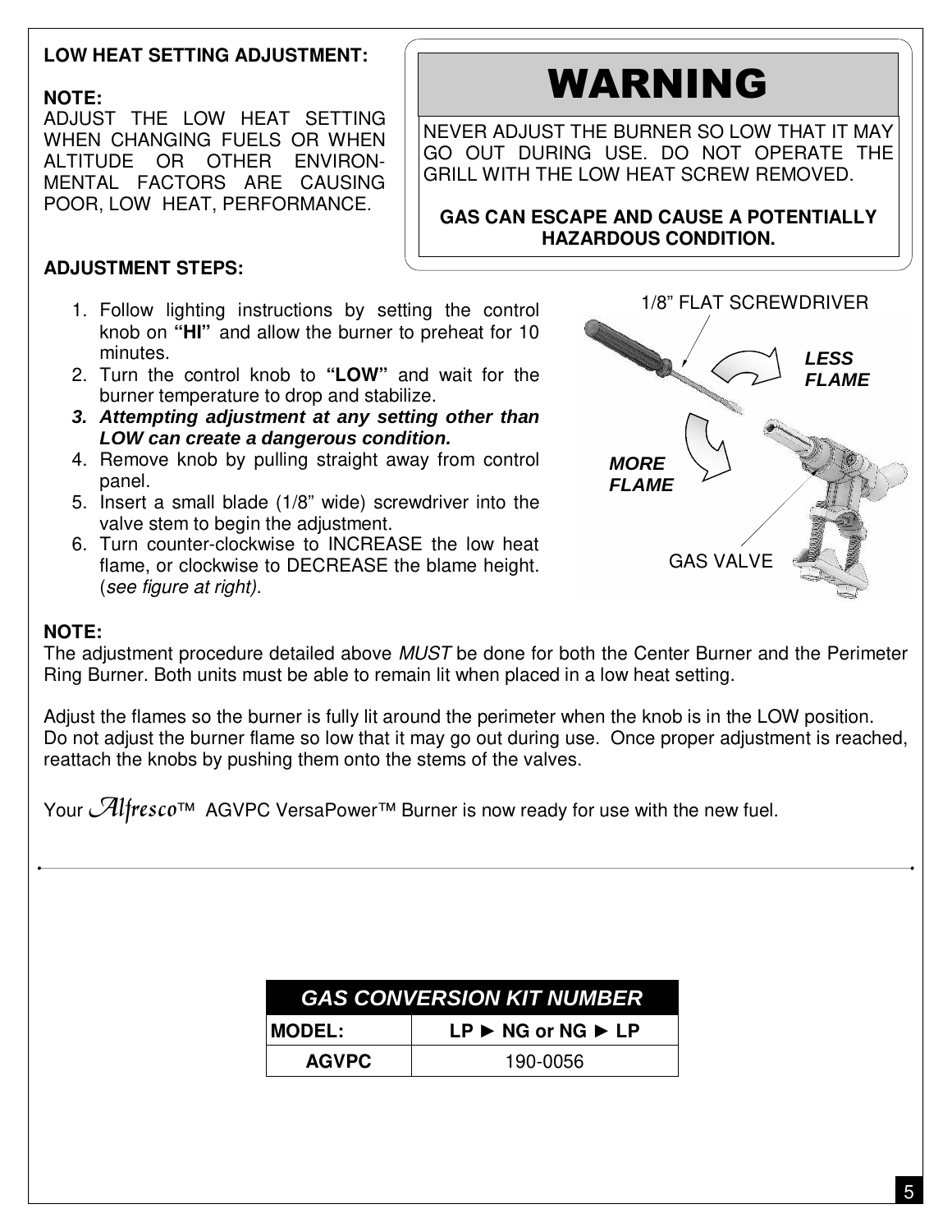**LOW HEAT SETTING ADJUSTMENT:**

**NOTE:**
ADJUST THE LOW HEAT SETTING WHEN CHANGING FUELS OR WHEN ALTITUDE OR OTHER ENVIRON-MENTAL FACTORS ARE CAUSING POOR, LOW HEAT, PERFORMANCE.

# WARNING

NEVER ADJUST THE BURNER SO LOW THAT IT MAY GO OUT DURING USE. DO NOT OPERATE THE GRILL WITH THE LOW HEAT SCREW REMOVED.

**GAS CAN ESCAPE AND CAUSE A POTENTIALLY HAZARDOUS CONDITION.**

**ADJUSTMENT STEPS:**

1. Follow lighting instructions by setting the control knob on **"HI"** and allow the burner to preheat for 10 minutes.
2. Turn the control knob to **"LOW"** and wait for the burner temperature to drop and stabilize.
3. ***Attempting adjustment at any setting other than LOW can create a dangerous condition.***
4. Remove knob by pulling straight away from control panel.
5. Insert a small blade (1/8" wide) screwdriver into the valve stem to begin the adjustment.
6. Turn counter-clockwise to INCREASE the low heat flame, or clockwise to DECREASE the blame height. (*see figure at right).*

1/8" FLAT SCREWDRIVER

***LESS FLAME***

***MORE FLAME***

GAS VALVE

**NOTE:**
The adjustment procedure detailed above *MUST* be done for both the Center Burner and the Perimeter Ring Burner. Both units must be able to remain lit when placed in a low heat setting.

Adjust the flames so the burner is fully lit around the perimeter when the knob is in the LOW position.
Do not adjust the burner flame so low that it may go out during use. Once proper adjustment is reached, reattach the knobs by pushing them onto the stems of the valves.

Your *Alfresco*™ AGVPC VersaPower™ Burner is now ready for use with the new fuel.

| ***GAS CONVERSION KIT NUMBER*** | |
|---|---|
| **MODEL:** | **LP ► NG or NG ► LP** |
| **AGVPC** | 190-0056 |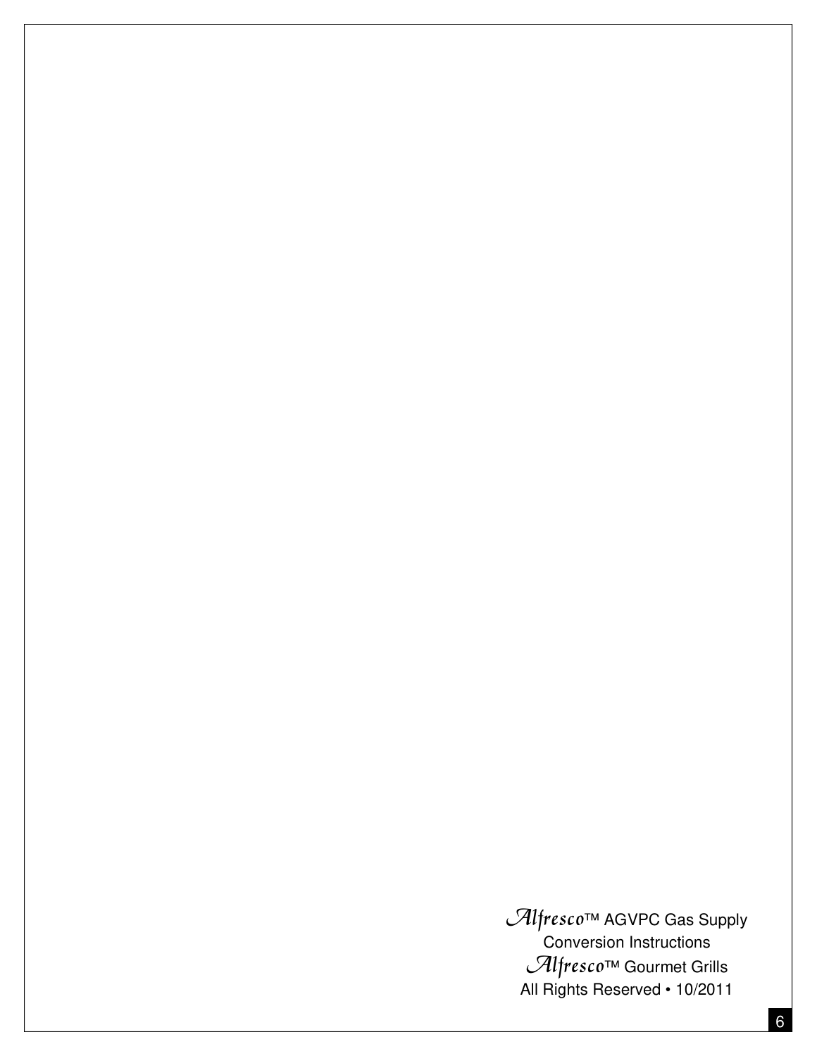*Alfresco*™ AGVPC Gas Supply
Conversion Instructions
*Alfresco*™ Gourmet Grills
All Rights Reserved • 10/2011